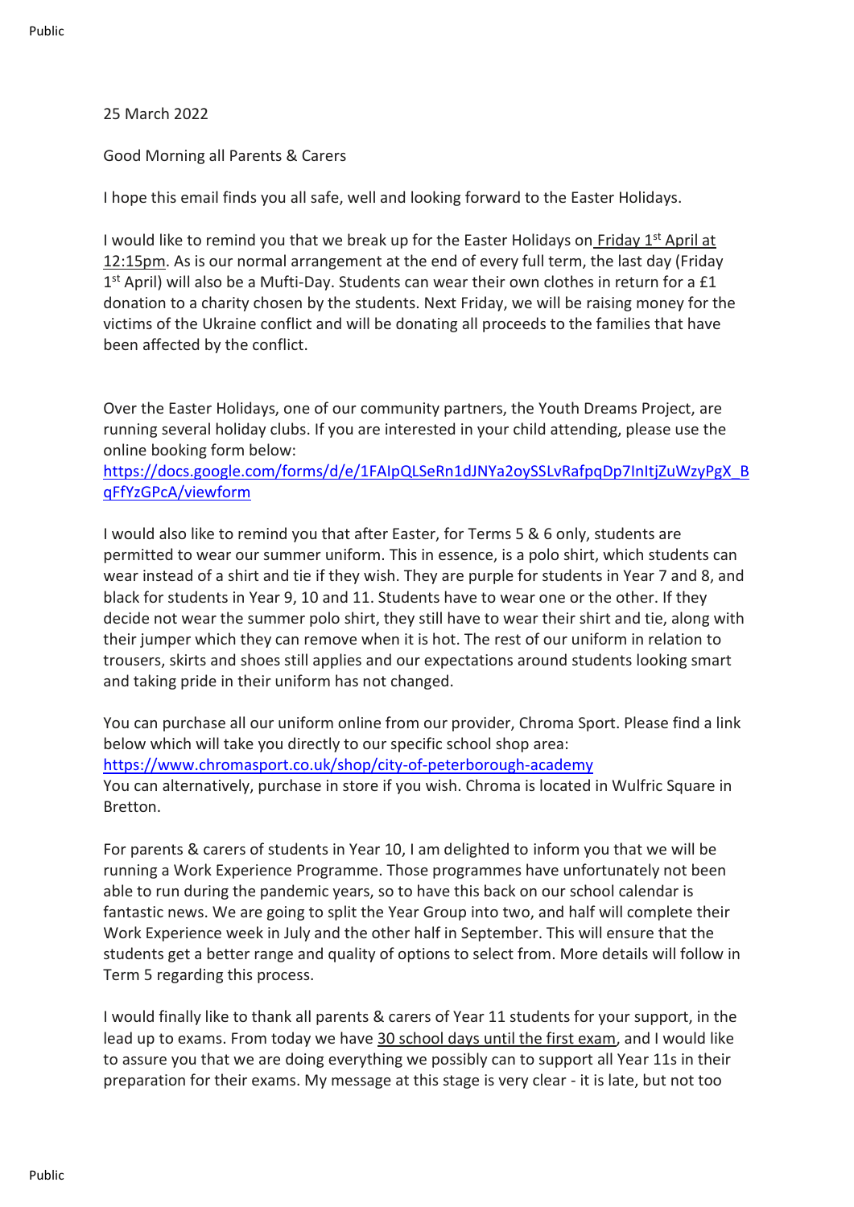25 March 2022

Good Morning all Parents & Carers

I hope this email finds you all safe, well and looking forward to the Easter Holidays.

I would like to remind you that we break up for the Easter Holidays on Friday 1st April at 12:15pm. As is our normal arrangement at the end of every full term, the last day (Friday 1st April) will also be a Mufti-Day. Students can wear their own clothes in return for a £1 donation to a charity chosen by the students. Next Friday, we will be raising money for the victims of the Ukraine conflict and will be donating all proceeds to the families that have been affected by the conflict.

Over the Easter Holidays, one of our community partners, the Youth Dreams Project, are running several holiday clubs. If you are interested in your child attending, please use the online booking form below:
https://docs.google.com/forms/d/e/1FAIpQLSeRn1dJNYa2oySSLvRafpqDp7InItjZuWzyPgX_BqFfYzGPcA/viewform

I would also like to remind you that after Easter, for Terms 5 & 6 only, students are permitted to wear our summer uniform. This in essence, is a polo shirt, which students can wear instead of a shirt and tie if they wish. They are purple for students in Year 7 and 8, and black for students in Year 9, 10 and 11. Students have to wear one or the other. If they decide not wear the summer polo shirt, they still have to wear their shirt and tie, along with their jumper which they can remove when it is hot. The rest of our uniform in relation to trousers, skirts and shoes still applies and our expectations around students looking smart and taking pride in their uniform has not changed.

You can purchase all our uniform online from our provider, Chroma Sport. Please find a link below which will take you directly to our specific school shop area:
https://www.chromasport.co.uk/shop/city-of-peterborough-academy
You can alternatively, purchase in store if you wish. Chroma is located in Wulfric Square in Bretton.

For parents & carers of students in Year 10, I am delighted to inform you that we will be running a Work Experience Programme. Those programmes have unfortunately not been able to run during the pandemic years, so to have this back on our school calendar is fantastic news. We are going to split the Year Group into two, and half will complete their Work Experience week in July and the other half in September. This will ensure that the students get a better range and quality of options to select from. More details will follow in Term 5 regarding this process.

I would finally like to thank all parents & carers of Year 11 students for your support, in the lead up to exams. From today we have 30 school days until the first exam, and I would like to assure you that we are doing everything we possibly can to support all Year 11s in their preparation for their exams. My message at this stage is very clear - it is late, but not too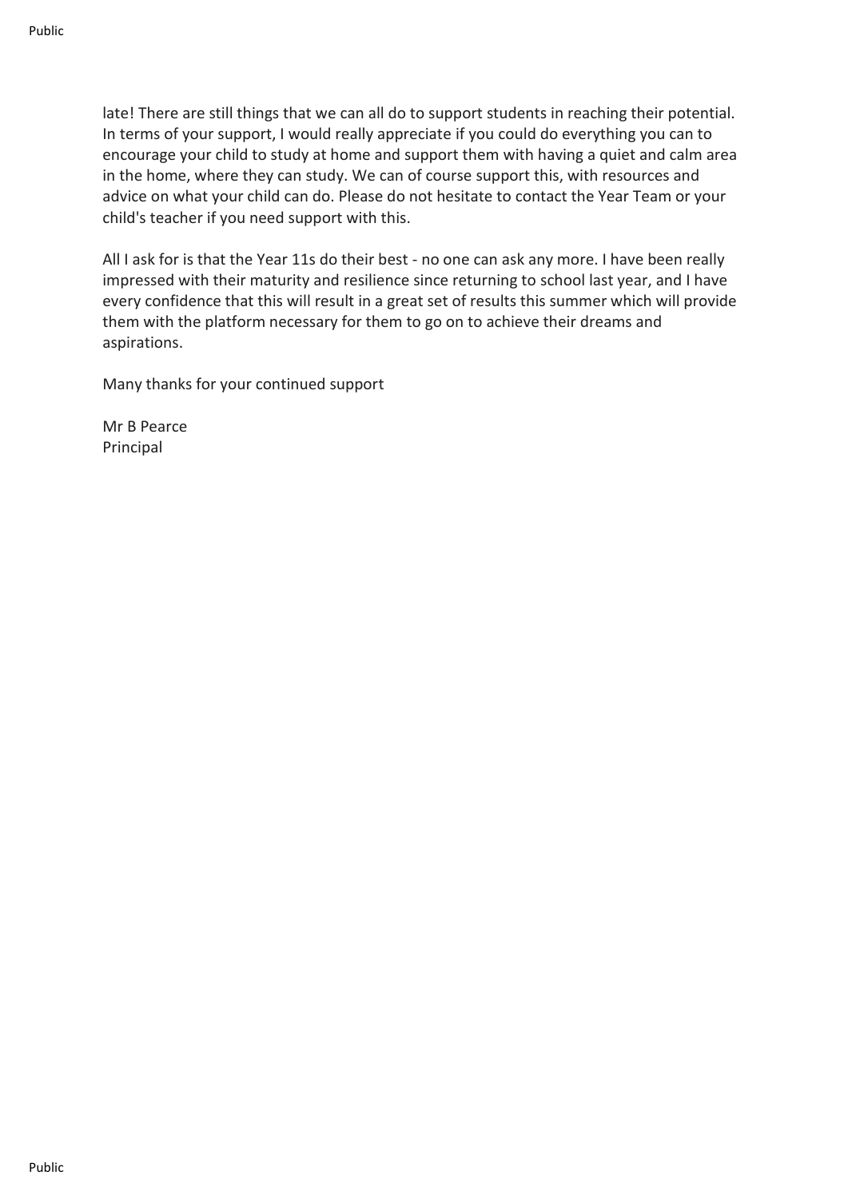late! There are still things that we can all do to support students in reaching their potential. In terms of your support, I would really appreciate if you could do everything you can to encourage your child to study at home and support them with having a quiet and calm area in the home, where they can study. We can of course support this, with resources and advice on what your child can do. Please do not hesitate to contact the Year Team or your child's teacher if you need support with this.

All I ask for is that the Year 11s do their best - no one can ask any more. I have been really impressed with their maturity and resilience since returning to school last year, and I have every confidence that this will result in a great set of results this summer which will provide them with the platform necessary for them to go on to achieve their dreams and aspirations.

Many thanks for your continued support

Mr B Pearce
Principal